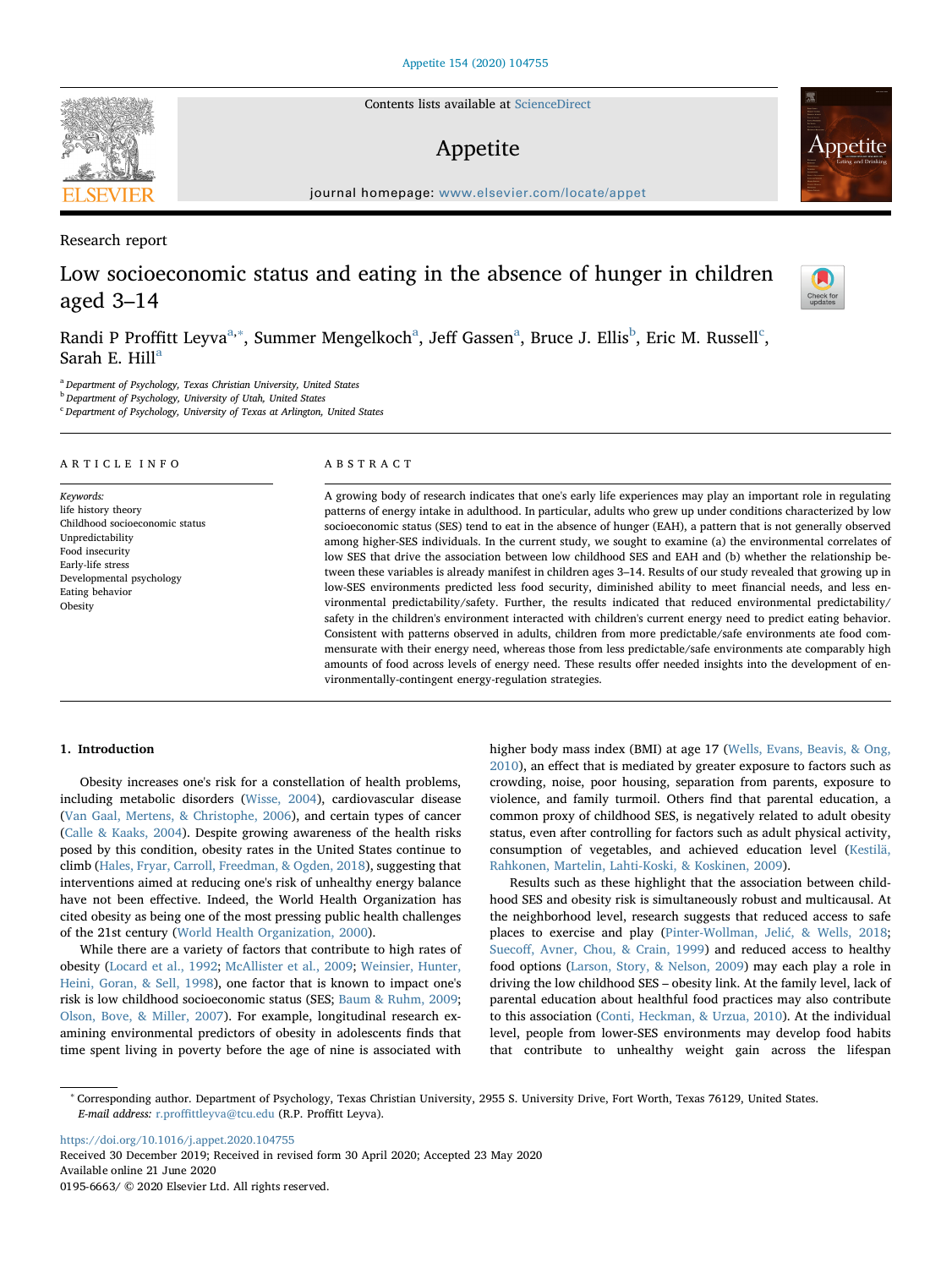Research report

# Low socioeconomic status and eating in the absence of hunger in children aged 3–14

Randi P Proffitt Leyva[a,*], Summer Mengelkoch[a], Jeff Gassen[a], Bruce J. Ellis[b], Eric M. Russell[c], Sarah E. Hill[a]

[a] Department of Psychology, Texas Christian University, United States
[b] Department of Psychology, University of Utah, United States
[c] Department of Psychology, University of Texas at Arlington, United States

## ARTICLE INFO

*Keywords:*
life history theory
Childhood socioeconomic status
Unpredictability
Food insecurity
Early-life stress
Developmental psychology
Eating behavior
Obesity

## ABSTRACT

A growing body of research indicates that one's early life experiences may play an important role in regulating patterns of energy intake in adulthood. In particular, adults who grew up under conditions characterized by low socioeconomic status (SES) tend to eat in the absence of hunger (EAH), a pattern that is not generally observed among higher-SES individuals. In the current study, we sought to examine (a) the environmental correlates of low SES that drive the association between low childhood SES and EAH and (b) whether the relationship between these variables is already manifest in children ages 3–14. Results of our study revealed that growing up in low-SES environments predicted less food security, diminished ability to meet financial needs, and less environmental predictability/safety. Further, the results indicated that reduced environmental predictability/safety in the children's environment interacted with children's current energy need to predict eating behavior. Consistent with patterns observed in adults, children from more predictable/safe environments ate food commensurate with their energy need, whereas those from less predictable/safe environments ate comparably high amounts of food across levels of energy need. These results offer needed insights into the development of environmentally-contingent energy-regulation strategies.

## 1. Introduction

Obesity increases one's risk for a constellation of health problems, including metabolic disorders (Wisse, 2004), cardiovascular disease (Van Gaal, Mertens, & Christophe, 2006), and certain types of cancer (Calle & Kaaks, 2004). Despite growing awareness of the health risks posed by this condition, obesity rates in the United States continue to climb (Hales, Fryar, Carroll, Freedman, & Ogden, 2018), suggesting that interventions aimed at reducing one's risk of unhealthy energy balance have not been effective. Indeed, the World Health Organization has cited obesity as being one of the most pressing public health challenges of the 21st century (World Health Organization, 2000).

While there are a variety of factors that contribute to high rates of obesity (Locard et al., 1992; McAllister et al., 2009; Weinsier, Hunter, Heini, Goran, & Sell, 1998), one factor that is known to impact one's risk is low childhood socioeconomic status (SES; Baum & Ruhm, 2009; Olson, Bove, & Miller, 2007). For example, longitudinal research examining environmental predictors of obesity in adolescents finds that time spent living in poverty before the age of nine is associated with higher body mass index (BMI) at age 17 (Wells, Evans, Beavis, & Ong, 2010), an effect that is mediated by greater exposure to factors such as crowding, noise, poor housing, separation from parents, exposure to violence, and family turmoil. Others find that parental education, a common proxy of childhood SES, is negatively related to adult obesity status, even after controlling for factors such as adult physical activity, consumption of vegetables, and achieved education level (Kestilä, Rahkonen, Martelin, Lahti-Koski, & Koskinen, 2009).

Results such as these highlight that the association between childhood SES and obesity risk is simultaneously robust and multicausal. At the neighborhood level, research suggests that reduced access to safe places to exercise and play (Pinter-Wollman, Jelić, & Wells, 2018; Suecoff, Avner, Chou, & Crain, 1999) and reduced access to healthy food options (Larson, Story, & Nelson, 2009) may each play a role in driving the low childhood SES – obesity link. At the family level, lack of parental education about healthful food practices may also contribute to this association (Conti, Heckman, & Urzua, 2010). At the individual level, people from lower-SES environments may develop food habits that contribute to unhealthy weight gain across the lifespan

* Corresponding author. Department of Psychology, Texas Christian University, 2955 S. University Drive, Fort Worth, Texas 76129, United States.
*E-mail address:* r.proffittleyva@tcu.edu (R.P. Proffitt Leyva).

https://doi.org/10.1016/j.appet.2020.104755
Received 30 December 2019; Received in revised form 30 April 2020; Accepted 23 May 2020
Available online 21 June 2020
0195-6663/ © 2020 Elsevier Ltd. All rights reserved.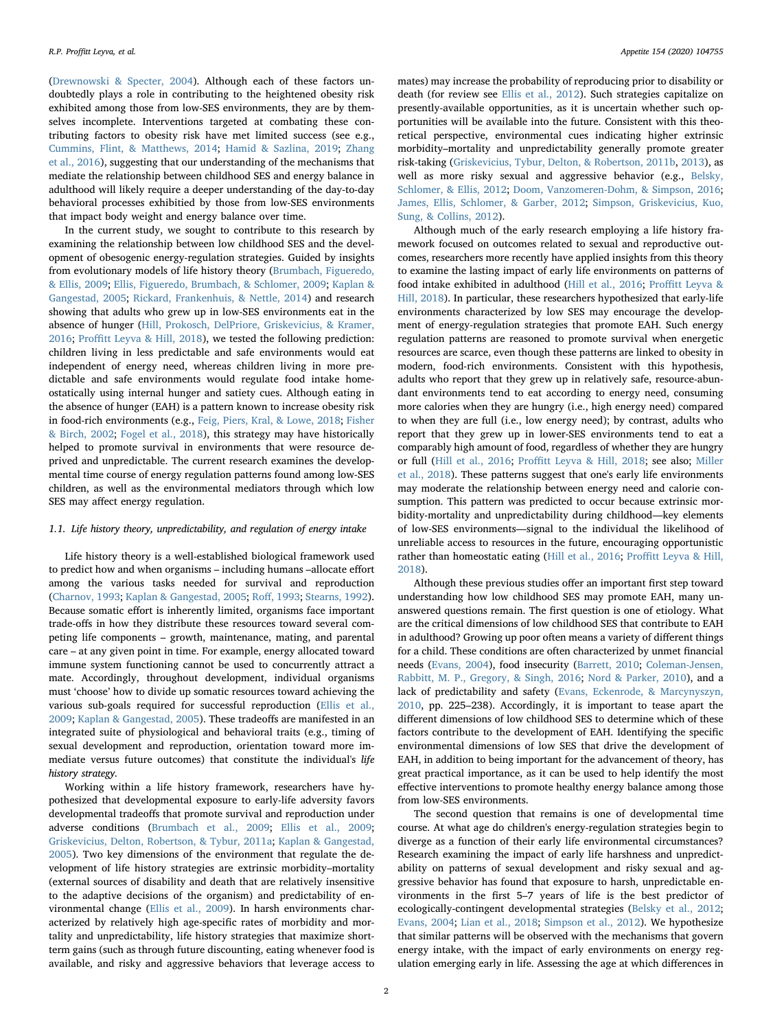(Drewnowski & Specter, 2004). Although each of these factors undoubtedly plays a role in contributing to the heightened obesity risk exhibited among those from low-SES environments, they are by themselves incomplete. Interventions targeted at combating these contributing factors to obesity risk have met limited success (see e.g., Cummins, Flint, & Matthews, 2014; Hamid & Sazlina, 2019; Zhang et al., 2016), suggesting that our understanding of the mechanisms that mediate the relationship between childhood SES and energy balance in adulthood will likely require a deeper understanding of the day-to-day behavioral processes exhibited by those from low-SES environments that impact body weight and energy balance over time.

In the current study, we sought to contribute to this research by examining the relationship between low childhood SES and the development of obesogenic energy-regulation strategies. Guided by insights from evolutionary models of life history theory (Brumbach, Figueredo, & Ellis, 2009; Ellis, Figueredo, Brumbach, & Schlomer, 2009; Kaplan & Gangestad, 2005; Rickard, Frankenhuis, & Nettle, 2014) and research showing that adults who grew up in low-SES environments eat in the absence of hunger (Hill, Prokosch, DelPriore, Griskevicius, & Kramer, 2016; Proffitt Leyva & Hill, 2018), we tested the following prediction: children living in less predictable and safe environments would eat independent of energy need, whereas children living in more predictable and safe environments would regulate food intake homeostatically using internal hunger and satiety cues. Although eating in the absence of hunger (EAH) is a pattern known to increase obesity risk in food-rich environments (e.g., Feig, Piers, Kral, & Lowe, 2018; Fisher & Birch, 2002; Fogel et al., 2018), this strategy may have historically helped to promote survival in environments that were resource deprived and unpredictable. The current research examines the developmental time course of energy regulation patterns found among low-SES children, as well as the environmental mediators through which low SES may affect energy regulation.

### 1.1. Life history theory, unpredictability, and regulation of energy intake

Life history theory is a well-established biological framework used to predict how and when organisms – including humans –allocate effort among the various tasks needed for survival and reproduction (Charnov, 1993; Kaplan & Gangestad, 2005; Roff, 1993; Stearns, 1992). Because somatic effort is inherently limited, organisms face important trade-offs in how they distribute these resources toward several competing life components – growth, maintenance, mating, and parental care – at any given point in time. For example, energy allocated toward immune system functioning cannot be used to concurrently attract a mate. Accordingly, throughout development, individual organisms must 'choose' how to divide up somatic resources toward achieving the various sub-goals required for successful reproduction (Ellis et al., 2009; Kaplan & Gangestad, 2005). These tradeoffs are manifested in an integrated suite of physiological and behavioral traits (e.g., timing of sexual development and reproduction, orientation toward more immediate versus future outcomes) that constitute the individual's *life history strategy*.

Working within a life history framework, researchers have hypothesized that developmental exposure to early-life adversity favors developmental tradeoffs that promote survival and reproduction under adverse conditions (Brumbach et al., 2009; Ellis et al., 2009; Griskevicius, Delton, Robertson, & Tybur, 2011a; Kaplan & Gangestad, 2005). Two key dimensions of the environment that regulate the development of life history strategies are extrinsic morbidity–mortality (external sources of disability and death that are relatively insensitive to the adaptive decisions of the organism) and predictability of environmental change (Ellis et al., 2009). In harsh environments characterized by relatively high age-specific rates of morbidity and mortality and unpredictability, life history strategies that maximize short-term gains (such as through future discounting, eating whenever food is available, and risky and aggressive behaviors that leverage access to mates) may increase the probability of reproducing prior to disability or death (for review see Ellis et al., 2012). Such strategies capitalize on presently-available opportunities, as it is uncertain whether such opportunities will be available into the future. Consistent with this theoretical perspective, environmental cues indicating higher extrinsic morbidity–mortality and unpredictability generally promote greater risk-taking (Griskevicius, Tybur, Delton, & Robertson, 2011b, 2013), as well as more risky sexual and aggressive behavior (e.g., Belsky, Schlomer, & Ellis, 2012; Doom, Vanzomeren-Dohm, & Simpson, 2016; James, Ellis, Schlomer, & Garber, 2012; Simpson, Griskevicius, Kuo, Sung, & Collins, 2012).

Although much of the early research employing a life history framework focused on outcomes related to sexual and reproductive outcomes, researchers more recently have applied insights from this theory to examine the lasting impact of early life environments on patterns of food intake exhibited in adulthood (Hill et al., 2016; Proffitt Leyva & Hill, 2018). In particular, these researchers hypothesized that early-life environments characterized by low SES may encourage the development of energy-regulation strategies that promote EAH. Such energy regulation patterns are reasoned to promote survival when energetic resources are scarce, even though these patterns are linked to obesity in modern, food-rich environments. Consistent with this hypothesis, adults who report that they grew up in relatively safe, resource-abundant environments tend to eat according to energy need, consuming more calories when they are hungry (i.e., high energy need) compared to when they are full (i.e., low energy need); by contrast, adults who report that they grew up in lower-SES environments tend to eat a comparably high amount of food, regardless of whether they are hungry or full (Hill et al., 2016; Proffitt Leyva & Hill, 2018; see also; Miller et al., 2018). These patterns suggest that one's early life environments may moderate the relationship between energy need and calorie consumption. This pattern was predicted to occur because extrinsic morbidity-mortality and unpredictability during childhood—key elements of low-SES environments—signal to the individual the likelihood of unreliable access to resources in the future, encouraging opportunistic rather than homeostatic eating (Hill et al., 2016; Proffitt Leyva & Hill, 2018).

Although these previous studies offer an important first step toward understanding how low childhood SES may promote EAH, many unanswered questions remain. The first question is one of etiology. What are the critical dimensions of low childhood SES that contribute to EAH in adulthood? Growing up poor often means a variety of different things for a child. These conditions are often characterized by unmet financial needs (Evans, 2004), food insecurity (Barrett, 2010; Coleman-Jensen, Rabbitt, M. P., Gregory, & Singh, 2016; Nord & Parker, 2010), and a lack of predictability and safety (Evans, Eckenrode, & Marcynyszyn, 2010, pp. 225–238). Accordingly, it is important to tease apart the different dimensions of low childhood SES to determine which of these factors contribute to the development of EAH. Identifying the specific environmental dimensions of low SES that drive the development of EAH, in addition to being important for the advancement of theory, has great practical importance, as it can be used to help identify the most effective interventions to promote healthy energy balance among those from low-SES environments.

The second question that remains is one of developmental time course. At what age do children's energy-regulation strategies begin to diverge as a function of their early life environmental circumstances? Research examining the impact of early life harshness and unpredictability on patterns of sexual development and risky sexual and aggressive behavior has found that exposure to harsh, unpredictable environments in the first 5–7 years of life is the best predictor of ecologically-contingent developmental strategies (Belsky et al., 2012; Evans, 2004; Lian et al., 2018; Simpson et al., 2012). We hypothesize that similar patterns will be observed with the mechanisms that govern energy intake, with the impact of early environments on energy regulation emerging early in life. Assessing the age at which differences in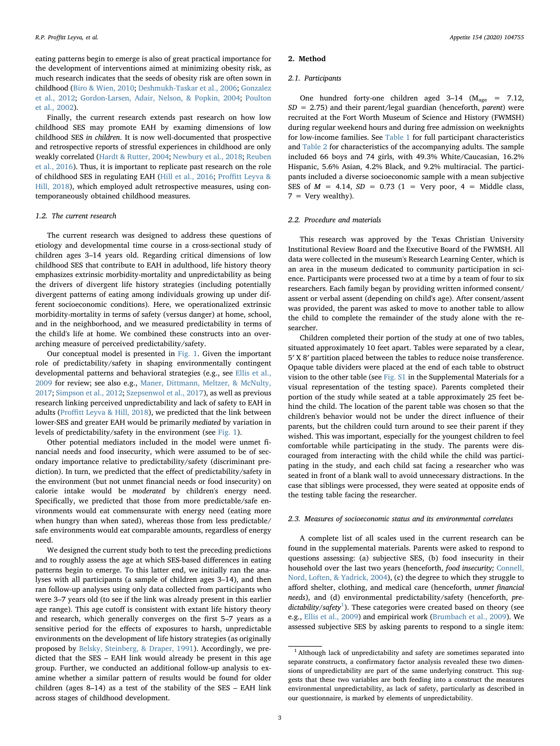eating patterns begin to emerge is also of great practical importance for the development of interventions aimed at minimizing obesity risk, as much research indicates that the seeds of obesity risk are often sown in childhood (Biro & Wien, 2010; Deshmukh-Taskar et al., 2006; Gonzalez et al., 2012; Gordon-Larsen, Adair, Nelson, & Popkin, 2004; Poulton et al., 2002).

Finally, the current research extends past research on how low childhood SES may promote EAH by examing dimensions of low childhood SES *in children*. It is now well-documented that prospective and retrospective reports of stressful experiences in childhood are only weakly correlated (Hardt & Rutter, 2004; Newbury et al., 2018; Reuben et al., 2016). Thus, it is important to replicate past research on the role of childhood SES in regulating EAH (Hill et al., 2016; Proffitt Leyva & Hill, 2018), which employed adult retrospective measures, using contemporaneously obtained childhood measures.

### 1.2. The current research

The current research was designed to address these questions of etiology and developmental time course in a cross-sectional study of children ages 3–14 years old. Regarding critical dimensions of low childhood SES that contribute to EAH in adulthood, life history theory emphasizes extrinsic morbidity-mortality and unpredictability as being the drivers of divergent life history strategies (including potentially divergent patterns of eating among individuals growing up under different socioeconomic conditions). Here, we operationalized extrinsic morbidity-mortality in terms of safety (versus danger) at home, school, and in the neighborhood, and we measured predictability in terms of the child's life at home. We combined these constructs into an overarching measure of perceived predictability/safety.

Our conceptual model is presented in Fig. 1. Given the important role of predictability/safety in shaping environmentally contingent developmental patterns and behavioral strategies (e.g., see Ellis et al., 2009 for review; see also e.g., Maner, Dittmann, Meltzer, & McNulty, 2017; Simpson et al., 2012; Szepsenwol et al., 2017), as well as previous research linking perceived unpredictability and lack of safety to EAH in adults (Proffitt Leyva & Hill, 2018), we predicted that the link between lower-SES and greater EAH would be primarily *mediated* by variation in levels of predictability/safety in the environment (see Fig. 1).

Other potential mediators included in the model were unmet financial needs and food insecurity, which were assumed to be of secondary importance relative to predictability/safety (discriminant prediction). In turn, we predicted that the effect of predictability/safety in the environment (but not unmet financial needs or food insecurity) on calorie intake would be *moderated* by children's energy need. Specifically, we predicted that those from more predictable/safe environments would eat commensurate with energy need (eating more when hungry than when sated), whereas those from less predictable/safe environments would eat comparable amounts, regardless of energy need.

We designed the current study both to test the preceding predictions and to roughly assess the age at which SES-based differences in eating patterns begin to emerge. To this latter end, we initially ran the analyses with all participants (a sample of children ages 3–14), and then ran follow-up analyses using only data collected from participants who were 3–7 years old (to see if the link was already present in this earlier age range). This age cutoff is consistent with extant life history theory and research, which generally converges on the first 5–7 years as a sensitive period for the effects of exposures to harsh, unpredictable environments on the development of life history strategies (as originally proposed by Belsky, Steinberg, & Draper, 1991). Accordingly, we predicted that the SES – EAH link would already be present in this age group. Further, we conducted an additional follow-up analysis to examine whether a similar pattern of results would be found for older children (ages 8–14) as a test of the stability of the SES – EAH link across stages of childhood development.

## 2. Method

### 2.1. Participants

One hundred forty-one children aged 3–14 ($M_{age}$ = 7.12, $SD$ = 2.75) and their parent/legal guardian (henceforth, *parent*) were recruited at the Fort Worth Museum of Science and History (FWMSH) during regular weekend hours and during free admission on weeknights for low-income families. See Table 1 for full participant characteristics and Table 2 for characteristics of the accompanying adults. The sample included 66 boys and 74 girls, with 49.3% White/Caucasian, 16.2% Hispanic, 5.6% Asian, 4.2% Black, and 9.2% multiracial. The participants included a diverse socioeconomic sample with a mean subjective SES of $M$ = 4.14, $SD$ = 0.73 (1 = Very poor, 4 = Middle class, 7 = Very wealthy).

### 2.2. Procedure and materials

This research was approved by the Texas Christian University Institutional Review Board and the Executive Board of the FWMSH. All data were collected in the museum's Research Learning Center, which is an area in the museum dedicated to community participation in science. Participants were processed two at a time by a team of four to six researchers. Each family began by providing written informed consent/assent or verbal assent (depending on child's age). After consent/assent was provided, the parent was asked to move to another table to allow the child to complete the remainder of the study alone with the researcher.

Children completed their portion of the study at one of two tables, situated approximately 10 feet apart. Tables were separated by a clear, 5′ X 8′ partition placed between the tables to reduce noise transference. Opaque table dividers were placed at the end of each table to obstruct vision to the other table (see Fig. S1 in the Supplemental Materials for a visual representation of the testing space). Parents completed their portion of the study while seated at a table approximately 25 feet behind the child. The location of the parent table was chosen so that the children's behavior would not be under the direct influence of their parents, but the children could turn around to see their parent if they wished. This was important, especially for the youngest children to feel comfortable while participating in the study. The parents were discouraged from interacting with the child while the child was participating in the study, and each child sat facing a researcher who was seated in front of a blank wall to avoid unnecessary distractions. In the case that siblings were processed, they were seated at opposite ends of the testing table facing the researcher.

### 2.3. Measures of socioeconomic status and its environmental correlates

A complete list of all scales used in the current research can be found in the supplemental materials. Parents were asked to respond to questions assessing: (a) subjective SES, (b) food insecurity in their household over the last two years (henceforth, *food insecurity;* Connell, Nord, Loften, & Yadrick, 2004), (c) the degree to which they struggle to afford shelter, clothing, and medical care (henceforth, *unmet financial needs*), and (d) environmental predictability/safety (henceforth, *predictability/safety*[1]). These categories were created based on theory (see e.g., Ellis et al., 2009) and empirical work (Brumbach et al., 2009). We assessed subjective SES by asking parents to respond to a single item:

[1] Although lack of unpredictability and safety are sometimes separated into separate constructs, a confirmatory factor analysis revealed these two dimensions of unpredictability are part of the same underlying construct. This suggests that these two variables are both feeding into a construct the measures environmental unpredictability, as lack of safety, particularly as described in our questionnaire, is marked by elements of unpredictability.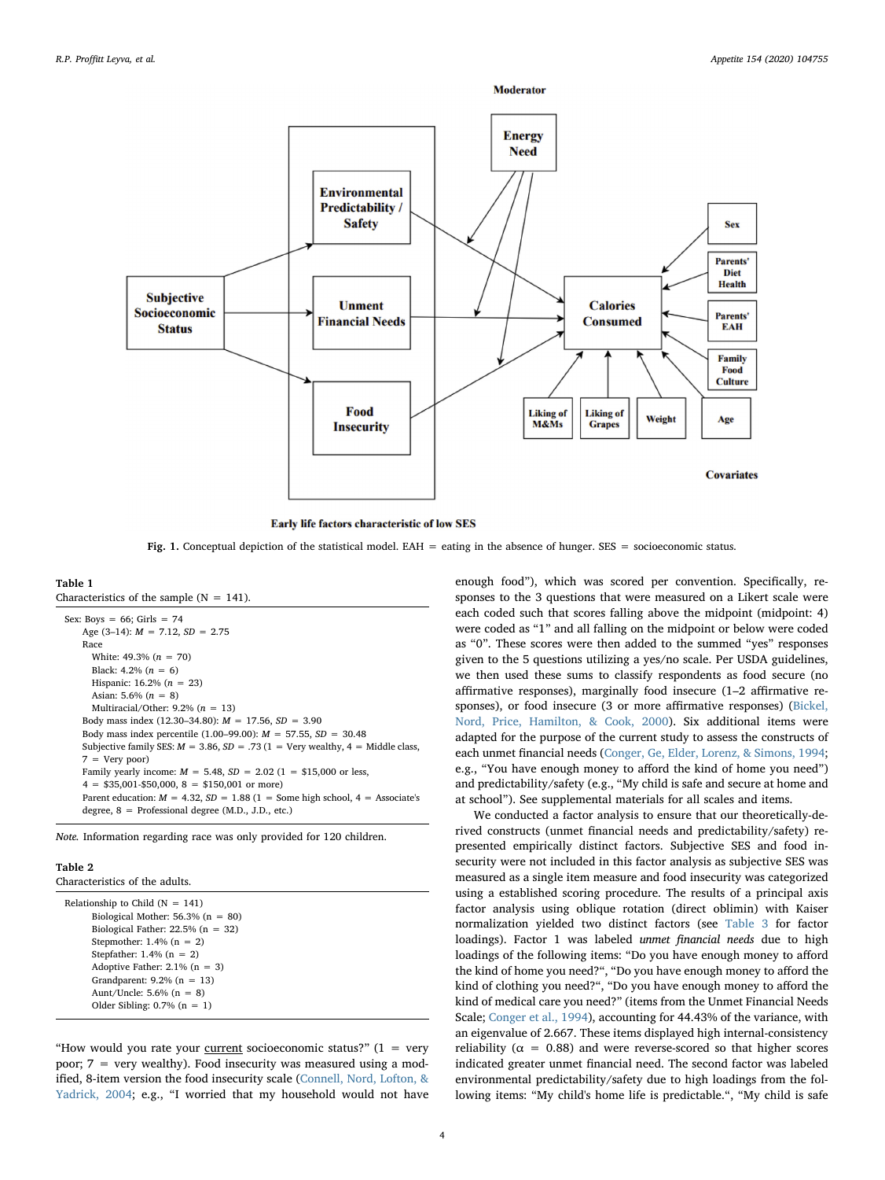Fig. 1. Conceptual depiction of the statistical model. EAH = eating in the absence of hunger. SES = socioeconomic status.

**Table 1**
Characteristics of the sample (N = 141).

| |
|---|
| Sex: Boys = 66; Girls = 74 |
| Age (3–14): M = 7.12, SD = 2.75 |
| Race |
| White: 49.3% (n = 70) |
| Black: 4.2% (n = 6) |
| Hispanic: 16.2% (n = 23) |
| Asian: 5.6% (n = 8) |
| Multiracial/Other: 9.2% (n = 13) |
| Body mass index (12.30–34.80): M = 17.56, SD = 3.90 |
| Body mass index percentile (1.00–99.00): M = 57.55, SD = 30.48 |
| Subjective family SES: M = 3.86, SD = .73 (1 = Very wealthy, 4 = Middle class, 7 = Very poor) |
| Family yearly income: M = 5.48, SD = 2.02 (1 = $15,000 or less, 4 = $35,001-$50,000, 8 = $150,001 or more) |
| Parent education: M = 4.32, SD = 1.88 (1 = Some high school, 4 = Associate's degree, 8 = Professional degree (M.D., J.D., etc.) |

*Note.* Information regarding race was only provided for 120 children.

**Table 2**
Characteristics of the adults.

| |
|---|
| Relationship to Child (N = 141) |
| Biological Mother: 56.3% (n = 80) |
| Biological Father: 22.5% (n = 32) |
| Stepmother: 1.4% (n = 2) |
| Stepfather: 1.4% (n = 2) |
| Adoptive Father: 2.1% (n = 3) |
| Grandparent: 9.2% (n = 13) |
| Aunt/Uncle: 5.6% (n = 8) |
| Older Sibling: 0.7% (n = 1) |

"How would you rate your current socioeconomic status?" (1 = very poor; 7 = very wealthy). Food insecurity was measured using a modified, 8-item version the food insecurity scale (Connell, Nord, Lofton, & Yadrick, 2004; e.g., "I worried that my household would not have enough food"), which was scored per convention. Specifically, responses to the 3 questions that were measured on a Likert scale were each coded such that scores falling above the midpoint (midpoint: 4) were coded as "1" and all falling on the midpoint or below were coded as "0". These scores were then added to the summed "yes" responses given to the 5 questions utilizing a yes/no scale. Per USDA guidelines, we then used these sums to classify respondents as food secure (no affirmative responses), marginally food insecure (1–2 affirmative responses), or food insecure (3 or more affirmative responses) (Bickel, Nord, Price, Hamilton, & Cook, 2000). Six additional items were adapted for the purpose of the current study to assess the constructs of each unmet financial needs (Conger, Ge, Elder, Lorenz, & Simons, 1994; e.g., "You have enough money to afford the kind of home you need") and predictability/safety (e.g., "My child is safe and secure at home and at school"). See supplemental materials for all scales and items.

We conducted a factor analysis to ensure that our theoretically-derived constructs (unmet financial needs and predictability/safety) represented empirically distinct factors. Subjective SES and food insecurity was not included in this factor analysis as subjective SES was measured as a single item measure and food insecurity was categorized using a established scoring procedure. The results of a principal axis factor analysis using oblique rotation (direct oblimin) with Kaiser normalization yielded two distinct factors (see Table 3 for factor loadings). Factor 1 was labeled *unmet financial needs* due to high loadings of the following items: "Do you have enough money to afford the kind of home you need?", "Do you have enough money to afford the kind of clothing you need?", "Do you have enough money to afford the kind of medical care you need?" (items from the Unmet Financial Needs Scale; Conger et al., 1994), accounting for 44.43% of the variance, with an eigenvalue of 2.667. These items displayed high internal-consistency reliability (α = 0.88) and were reverse-scored so that higher scores indicated greater unmet financial need. The second factor was labeled environmental predictability/safety due to high loadings from the following items: "My child's home life is predictable.", "My child is safe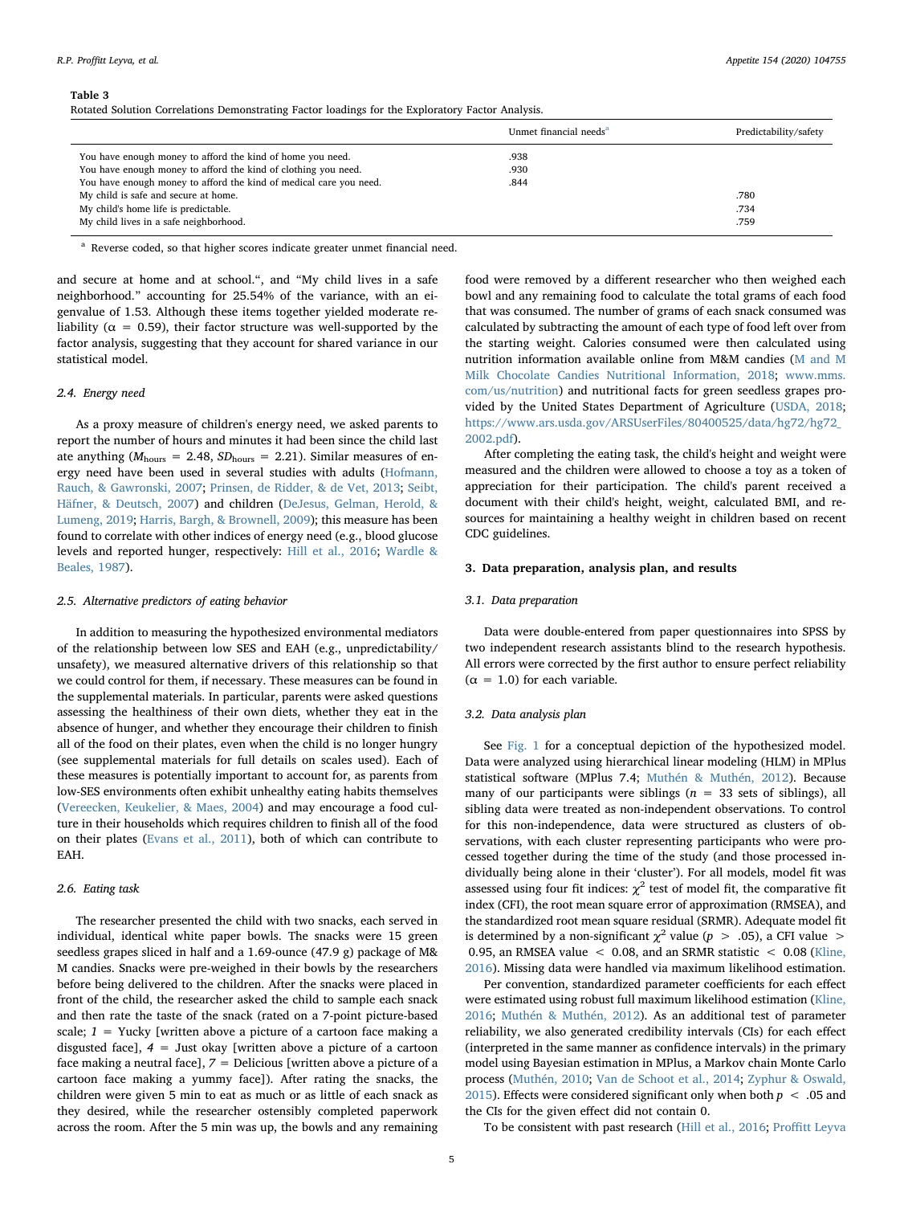**Table 3**
Rotated Solution Correlations Demonstrating Factor loadings for the Exploratory Factor Analysis.

| | Unmet financial needs[a] | Predictability/safety |
|---|---|---|
| You have enough money to afford the kind of home you need. | .938 | |
| You have enough money to afford the kind of clothing you need. | .930 | |
| You have enough money to afford the kind of medical care you need. | .844 | |
| My child is safe and secure at home. | | .780 |
| My child's home life is predictable. | | .734 |
| My child lives in a safe neighborhood. | | .759 |

[a] Reverse coded, so that higher scores indicate greater unmet financial need.

and secure at home and at school.", and "My child lives in a safe neighborhood." accounting for 25.54% of the variance, with an eigenvalue of 1.53. Although these items together yielded moderate reliability (α = 0.59), their factor structure was well-supported by the factor analysis, suggesting that they account for shared variance in our statistical model.

### 2.4. Energy need

As a proxy measure of children's energy need, we asked parents to report the number of hours and minutes it had been since the child last ate anything ($M_{hours}$ = 2.48, $SD_{hours}$ = 2.21). Similar measures of energy need have been used in several studies with adults (Hofmann, Rauch, & Gawronski, 2007; Prinsen, de Ridder, & de Vet, 2013; Seibt, Häfner, & Deutsch, 2007) and children (DeJesus, Gelman, Herold, & Lumeng, 2019; Harris, Bargh, & Brownell, 2009); this measure has been found to correlate with other indices of energy need (e.g., blood glucose levels and reported hunger, respectively: Hill et al., 2016; Wardle & Beales, 1987).

### 2.5. Alternative predictors of eating behavior

In addition to measuring the hypothesized environmental mediators of the relationship between low SES and EAH (e.g., unpredictability/unsafety), we measured alternative drivers of this relationship so that we could control for them, if necessary. These measures can be found in the supplemental materials. In particular, parents were asked questions assessing the healthiness of their own diets, whether they eat in the absence of hunger, and whether they encourage their children to finish all of the food on their plates, even when the child is no longer hungry (see supplemental materials for full details on scales used). Each of these measures is potentially important to account for, as parents from low-SES environments often exhibit unhealthy eating habits themselves (Vereecken, Keukelier, & Maes, 2004) and may encourage a food culture in their households which requires children to finish all of the food on their plates (Evans et al., 2011), both of which can contribute to EAH.

### 2.6. Eating task

The researcher presented the child with two snacks, each served in individual, identical white paper bowls. The snacks were 15 green seedless grapes sliced in half and a 1.69-ounce (47.9 g) package of M&M candies. Snacks were pre-weighed in their bowls by the researchers before being delivered to the children. After the snacks were placed in front of the child, the researcher asked the child to sample each snack and then rate the taste of the snack (rated on a 7-point picture-based scale; *1* = Yucky [written above a picture of a cartoon face making a disgusted face], *4* = Just okay [written above a picture of a cartoon face making a neutral face], *7* = Delicious [written above a picture of a cartoon face making a yummy face]). After rating the snacks, the children were given 5 min to eat as much or as little of each snack as they desired, while the researcher ostensibly completed paperwork across the room. After the 5 min was up, the bowls and any remaining food were removed by a different researcher who then weighed each bowl and any remaining food to calculate the total grams of each food that was consumed. The number of grams of each snack consumed was calculated by subtracting the amount of each type of food left over from the starting weight. Calories consumed were then calculated using nutrition information available online from M&M candies (M and M Milk Chocolate Candies Nutritional Information, 2018; www.mms.com/us/nutrition) and nutritional facts for green seedless grapes provided by the United States Department of Agriculture (USDA, 2018; https://www.ars.usda.gov/ARSUserFiles/80400525/data/hg72/hg72_2002.pdf).

After completing the eating task, the child's height and weight were measured and the children were allowed to choose a toy as a token of appreciation for their participation. The child's parent received a document with their child's height, weight, calculated BMI, and resources for maintaining a healthy weight in children based on recent CDC guidelines.

## 3. Data preparation, analysis plan, and results

### 3.1. Data preparation

Data were double-entered from paper questionnaires into SPSS by two independent research assistants blind to the research hypothesis. All errors were corrected by the first author to ensure perfect reliability (α = 1.0) for each variable.

### 3.2. Data analysis plan

See Fig. 1 for a conceptual depiction of the hypothesized model. Data were analyzed using hierarchical linear modeling (HLM) in MPlus statistical software (MPlus 7.4; Muthén & Muthén, 2012). Because many of our participants were siblings ($n$ = 33 sets of siblings), all sibling data were treated as non-independent observations. To control for this non-independence, data were structured as clusters of observations, with each cluster representing participants who were processed together during the time of the study (and those processed individually being alone in their 'cluster'). For all models, model fit was assessed using four fit indices: $\chi^2$ test of model fit, the comparative fit index (CFI), the root mean square error of approximation (RMSEA), and the standardized root mean square residual (SRMR). Adequate model fit is determined by a non-significant $\chi^2$ value ($p > .05$), a CFI value $>$ 0.95, an RMSEA value $<$ 0.08, and an SRMR statistic $<$ 0.08 (Kline, 2016). Missing data were handled via maximum likelihood estimation.

Per convention, standardized parameter coefficients for each effect were estimated using robust full maximum likelihood estimation (Kline, 2016; Muthén & Muthén, 2012). As an additional test of parameter reliability, we also generated credibility intervals (CIs) for each effect (interpreted in the same manner as confidence intervals) in the primary model using Bayesian estimation in MPlus, a Markov chain Monte Carlo process (Muthén, 2010; Van de Schoot et al., 2014; Zyphur & Oswald, 2015). Effects were considered significant only when both $p < .05$ and the CIs for the given effect did not contain 0.

To be consistent with past research (Hill et al., 2016; Proffitt Leyva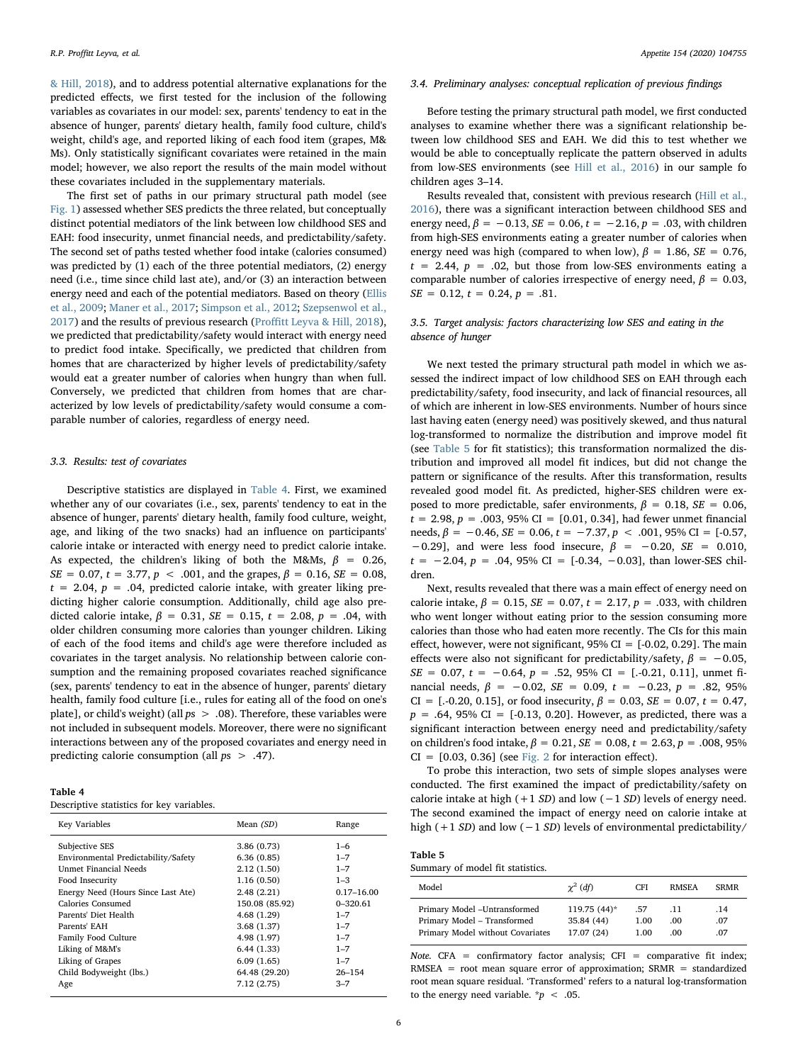& Hill, 2018), and to address potential alternative explanations for the predicted effects, we first tested for the inclusion of the following variables as covariates in our model: sex, parents' tendency to eat in the absence of hunger, parents' dietary health, family food culture, child's weight, child's age, and reported liking of each food item (grapes, M&Ms). Only statistically significant covariates were retained in the main model; however, we also report the results of the main model without these covariates included in the supplementary materials.

The first set of paths in our primary structural path model (see Fig. 1) assessed whether SES predicts the three related, but conceptually distinct potential mediators of the link between low childhood SES and EAH: food insecurity, unmet financial needs, and predictability/safety. The second set of paths tested whether food intake (calories consumed) was predicted by (1) each of the three potential mediators, (2) energy need (i.e., time since child last ate), and/or (3) an interaction between energy need and each of the potential mediators. Based on theory (Ellis et al., 2009; Maner et al., 2017; Simpson et al., 2012; Szepsenwol et al., 2017) and the results of previous research (Proffitt Leyva & Hill, 2018), we predicted that predictability/safety would interact with energy need to predict food intake. Specifically, we predicted that children from homes that are characterized by higher levels of predictability/safety would eat a greater number of calories when hungry than when full. Conversely, we predicted that children from homes that are characterized by low levels of predictability/safety would consume a comparable number of calories, regardless of energy need.

### 3.3. Results: test of covariates

Descriptive statistics are displayed in Table 4. First, we examined whether any of our covariates (i.e., sex, parents' tendency to eat in the absence of hunger, parents' dietary health, family food culture, weight, age, and liking of the two snacks) had an influence on participants' calorie intake or interacted with energy need to predict calorie intake. As expected, the children's liking of both the M&Ms, $\beta = 0.26$, $SE = 0.07$, $t = 3.77$, $p < .001$, and the grapes, $\beta = 0.16$, $SE = 0.08$, $t = 2.04$, $p = .04$, predicted calorie intake, with greater liking predicting higher calorie consumption. Additionally, child age also predicted calorie intake, $\beta = 0.31$, $SE = 0.15$, $t = 2.08$, $p = .04$, with older children consuming more calories than younger children. Liking of each of the food items and child's age were therefore included as covariates in the target analysis. No relationship between calorie consumption and the remaining proposed covariates reached significance (sex, parents' tendency to eat in the absence of hunger, parents' dietary health, family food culture [i.e., rules for eating all of the food on one's plate], or child's weight) (all $ps > .08$). Therefore, these variables were not included in subsequent models. Moreover, there were no significant interactions between any of the proposed covariates and energy need in predicting calorie consumption (all $ps > .47$).

**Table 4**
Descriptive statistics for key variables.

| Key Variables | Mean (SD) | Range |
|---|---|---|
| Subjective SES | 3.86 (0.73) | 1–6 |
| Environmental Predictability/Safety | 6.36 (0.85) | 1–7 |
| Unmet Financial Needs | 2.12 (1.50) | 1–7 |
| Food Insecurity | 1.16 (0.50) | 1–3 |
| Energy Need (Hours Since Last Ate) | 2.48 (2.21) | 0.17–16.00 |
| Calories Consumed | 150.08 (85.92) | 0–320.61 |
| Parents' Diet Health | 4.68 (1.29) | 1–7 |
| Parents' EAH | 3.68 (1.37) | 1–7 |
| Family Food Culture | 4.98 (1.97) | 1–7 |
| Liking of M&M's | 6.44 (1.33) | 1–7 |
| Liking of Grapes | 6.09 (1.65) | 1–7 |
| Child Bodyweight (lbs.) | 64.48 (29.20) | 26–154 |
| Age | 7.12 (2.75) | 3–7 |

### 3.4. Preliminary analyses: conceptual replication of previous findings

Before testing the primary structural path model, we first conducted analyses to examine whether there was a significant relationship between low childhood SES and EAH. We did this to test whether we would be able to conceptually replicate the pattern observed in adults from low-SES environments (see Hill et al., 2016) in our sample fo children ages 3–14.

Results revealed that, consistent with previous research (Hill et al., 2016), there was a significant interaction between childhood SES and energy need, $\beta = -0.13$, $SE = 0.06$, $t = -2.16$, $p = .03$, with children from high-SES environments eating a greater number of calories when energy need was high (compared to when low), $\beta = 1.86$, $SE = 0.76$, $t = 2.44$, $p = .02$, but those from low-SES environments eating a comparable number of calories irrespective of energy need, $\beta = 0.03$, $SE = 0.12$, $t = 0.24$, $p = .81$.

### 3.5. Target analysis: factors characterizing low SES and eating in the absence of hunger

We next tested the primary structural path model in which we assessed the indirect impact of low childhood SES on EAH through each predictability/safety, food insecurity, and lack of financial resources, all of which are inherent in low-SES environments. Number of hours since last having eaten (energy need) was positively skewed, and thus natural log-transformed to normalize the distribution and improve model fit (see Table 5 for fit statistics); this transformation normalized the distribution and improved all model fit indices, but did not change the pattern or significance of the results. After this transformation, results revealed good model fit. As predicted, higher-SES children were exposed to more predictable, safer environments, $\beta = 0.18$, $SE = 0.06$, $t = 2.98$, $p = .003$, 95% CI = [0.01, 0.34], had fewer unmet financial needs, $\beta = -0.46$, $SE = 0.06$, $t = -7.37$, $p < .001$, 95% CI = [-0.57, −0.29], and were less food insecure, $\beta = -0.20$, $SE = 0.010$, $t = -2.04$, $p = .04$, 95% CI = [-0.34, −0.03], than lower-SES children.

Next, results revealed that there was a main effect of energy need on calorie intake, $\beta = 0.15$, $SE = 0.07$, $t = 2.17$, $p = .033$, with children who went longer without eating prior to the session consuming more calories than those who had eaten more recently. The CIs for this main effect, however, were not significant, 95% CI = [-0.02, 0.29]. The main effects were also not significant for predictability/safety, $\beta = -0.05$, $SE = 0.07$, $t = -0.64$, $p = .52$, 95% CI = [.-0.21, 0.11], unmet financial needs, $\beta = -0.02$, $SE = 0.09$, $t = -0.23$, $p = .82$, 95% CI = [.-0.20, 0.15], or food insecurity, $\beta = 0.03$, $SE = 0.07$, $t = 0.47$, $p = .64$, 95% CI = [-0.13, 0.20]. However, as predicted, there was a significant interaction between energy need and predictability/safety on children's food intake, $\beta = 0.21$, $SE = 0.08$, $t = 2.63$, $p = .008$, 95% CI = [0.03, 0.36] (see Fig. 2 for interaction effect).

To probe this interaction, two sets of simple slopes analyses were conducted. The first examined the impact of predictability/safety on calorie intake at high (+1 SD) and low (−1 SD) levels of energy need. The second examined the impact of energy need on calorie intake at high (+1 SD) and low (−1 SD) levels of environmental predictability/

**Table 5**
Summary of model fit statistics.

| Model | $\chi^2$ (df) | CFI | RMSEA | SRMR |
|---|---|---|---|---|
| Primary Model –Untransformed | 119.75 (44)* | .57 | .11 | .14 |
| Primary Model – Transformed | 35.84 (44) | 1.00 | .00 | .07 |
| Primary Model without Covariates | 17.07 (24) | 1.00 | .00 | .07 |

*Note.* CFA = confirmatory factor analysis; CFI = comparative fit index; RMSEA = root mean square error of approximation; SRMR = standardized root mean square residual. 'Transformed' refers to a natural log-transformation to the energy need variable. *$p < .05$.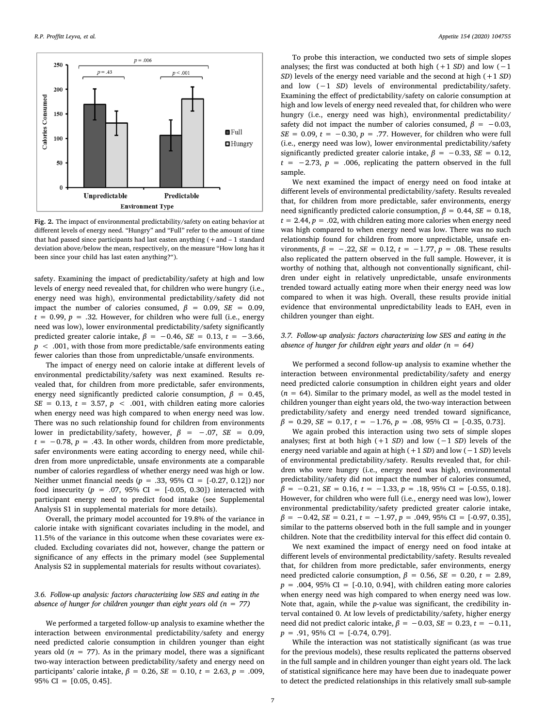Fig. 2. The impact of environmental predictability/safety on eating behavior at different levels of energy need. "Hungry" and "Full" refer to the amount of time that had passed since participants had last easten anything (+and − 1 standard deviation above/below the mean, respectively, on the measure "How long has it been since your child has last eaten anything?").

safety. Examining the impact of predictability/safety at high and low levels of energy need revealed that, for children who were hungry (i.e., energy need was high), environmental predictability/safety did not impact the number of calories consumed, $\beta = 0.09$, $SE = 0.09$, $t = 0.99$, $p = .32$. However, for children who were full (i.e., energy need was low), lower environmental predictability/safety significantly predicted greater calorie intake, $\beta = -0.46$, $SE = 0.13$, $t = -3.66$, $p < .001$, with those from more predictable/safe environments eating fewer calories than those from unpredictable/unsafe environments.

The impact of energy need on calorie intake at different levels of environmental predictability/safety was next examined. Results revealed that, for children from more predictable, safer environments, energy need significantly predicted calorie consumption, $\beta = 0.45$, $SE = 0.13$, $t = 3.57$, $p < .001$, with children eating more calories when energy need was high compared to when energy need was low. There was no such relationship found for children from environments lower in predictability/safety, however, $\beta = -.07$, $SE = 0.09$, $t = -0.78$, $p = .43$. In other words, children from more predictable, safer environments were eating according to energy need, while children from more unpredictable, unsafe environments ate a comparable number of calories regardless of whether energy need was high or low. Neither unmet financial needs ($p = .33$, 95% CI = [-0.27, 0.12]) nor food insecurity ($p = .07$, 95% CI = [-0.05, 0.30]) interacted with participant energy need to predict food intake (see Supplemental Analysis S1 in supplemental materials for more details).

Overall, the primary model accounted for 19.8% of the variance in calorie intake with significant covariates including in the model, and 11.5% of the variance in this outcome when these covariates were excluded. Excluding covariates did not, however, change the pattern or significance of any effects in the primary model (see Supplemental Analysis S2 in supplemental materials for results without covariates).

### 3.6. Follow-up analysis: factors characterizing low SES and eating in the absence of hunger for children younger than eight years old ($n = 77$)

We performed a targeted follow-up analysis to examine whether the interaction between environmental predictability/safety and energy need predicted calorie consumption in children younger than eight years old ($n = 77$). As in the primary model, there was a significant two-way interaction between predictability/safety and energy need on participants' calorie intake, $\beta = 0.26$, $SE = 0.10$, $t = 2.63$, $p = .009$, 95% CI = [0.05, 0.45].

To probe this interaction, we conducted two sets of simple slopes analyses; the first was conducted at both high (+1 *SD*) and low (−1 *SD*) levels of the energy need variable and the second at high (+1 *SD*) and low (−1 *SD*) levels of environmental predictability/safety. Examining the effect of predictability/safety on calorie consumption at high and low levels of energy need revealed that, for children who were hungry (i.e., energy need was high), environmental predictability/safety did not impact the number of calories consumed, $\beta = -0.03$, $SE = 0.09$, $t = -0.30$, $p = .77$. However, for children who were full (i.e., energy need was low), lower environmental predictability/safety significantly predicted greater calorie intake, $\beta = -0.33$, $SE = 0.12$, $t = -2.73$, $p = .006$, replicating the pattern observed in the full sample.

We next examined the impact of energy need on food intake at different levels of environmental predictability/safety. Results revealed that, for children from more predictable, safer environments, energy need significantly predicted calorie consumption, $\beta = 0.44$, $SE = 0.18$, $t = 2.44$, $p = .02$, with children eating more calories when energy need was high compared to when energy need was low. There was no such relationship found for children from more unpredictable, unsafe environments, $\beta = -.22$, $SE = 0.12$, $t = -1.77$, $p = .08$. These results also replicated the pattern observed in the full sample. However, it is worthy of nothing that, although not conventionally significant, children under eight in relatively unpredictable, unsafe environments trended toward actually eating more when their energy need was low compared to when it was high. Overall, these results provide initial evidence that environmental unpredictability leads to EAH, even in children younger than eight.

### 3.7. Follow-up analysis: factors characterizing low SES and eating in the absence of hunger for children eight years and older ($n = 64$)

We performed a second follow-up analysis to examine whether the interaction between environmental predictability/safety and energy need predicted calorie consumption in children eight years and older ($n = 64$). Similar to the primary model, as well as the model tested in children younger than eight years old, the two-way interaction between predictability/safety and energy need trended toward significance, $\beta = 0.29$, $SE = 0.17$, $t = -1.76$, $p = .08$, 95% CI = [-0.35, 0.73].

We again probed this interaction using two sets of simple slopes analyses; first at both high (+1 *SD*) and low (−1 *SD*) levels of the energy need variable and again at high (+1 *SD*) and low (−1 *SD*) levels of environmental predictability/safety. Results revealed that, for children who were hungry (i.e., energy need was high), environmental predictability/safety did not impact the number of calories consumed, $\beta = -0.21$, $SE = 0.16$, $t = -1.33$, $p = .18$, 95% CI = [-0.55, 0.18]. However, for children who were full (i.e., energy need was low), lower environmental predictability/safety predicted greater calorie intake, $\beta = -0.42$, $SE = 0.21$, $t = -1.97$, $p = .049$, 95% CI = [-0.97, 0.35], similar to the patterns observed both in the full sample and in younger children. Note that the creditbility interval for this effect did contain 0.

We next examined the impact of energy need on food intake at different levels of environmental predictability/safety. Results revealed that, for children from more predictable, safer environments, energy need predicted calorie consumption, $\beta = 0.56$, $SE = 0.20$, $t = 2.89$, $p = .004$, 95% CI = [-0.10, 0.94], with children eating more calories when energy need was high compared to when energy need was low. Note that, again, while the *p*-value was significant, the credibility interval contained 0. At low levels of predictability/safety, higher energy need did not predict caloric intake, $\beta = -0.03$, $SE = 0.23$, $t = -0.11$, $p = .91$, 95% CI = [-0.74, 0.79].

While the interaction was not statistically significant (as was true for the previous models), these results replicated the patterns observed in the full sample and in children younger than eight years old. The lack of statistical significance here may have been due to inadequate power to detect the predicted relationships in this relatively small sub-sample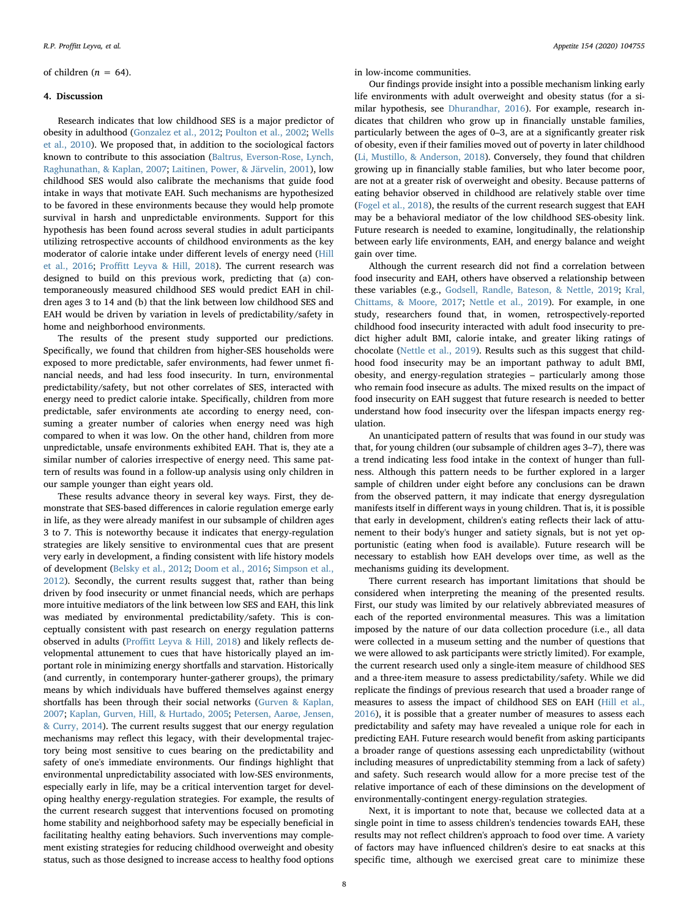of children ($n$ = 64).

## 4. Discussion

Research indicates that low childhood SES is a major predictor of obesity in adulthood (Gonzalez et al., 2012; Poulton et al., 2002; Wells et al., 2010). We proposed that, in addition to the sociological factors known to contribute to this association (Baltrus, Everson-Rose, Lynch, Raghunathan, & Kaplan, 2007; Laitinen, Power, & Järvelin, 2001), low childhood SES would also calibrate the mechanisms that guide food intake in ways that motivate EAH. Such mechanisms are hypothesized to be favored in these environments because they would help promote survival in harsh and unpredictable environments. Support for this hypothesis has been found across several studies in adult participants utilizing retrospective accounts of childhood environments as the key moderator of calorie intake under different levels of energy need (Hill et al., 2016; Proffitt Leyva & Hill, 2018). The current research was designed to build on this previous work, predicting that (a) contemporaneously measured childhood SES would predict EAH in children ages 3 to 14 and (b) that the link between low childhood SES and EAH would be driven by variation in levels of predictability/safety in home and neighborhood environments.

The results of the present study supported our predictions. Specifically, we found that children from higher-SES households were exposed to more predictable, safer environments, had fewer unmet financial needs, and had less food insecurity. In turn, environmental predictability/safety, but not other correlates of SES, interacted with energy need to predict calorie intake. Specifically, children from more predictable, safer environments ate according to energy need, consuming a greater number of calories when energy need was high compared to when it was low. On the other hand, children from more unpredictable, unsafe environments exhibited EAH. That is, they ate a similar number of calories irrespective of energy need. This same pattern of results was found in a follow-up analysis using only children in our sample younger than eight years old.

These results advance theory in several key ways. First, they demonstrate that SES-based differences in calorie regulation emerge early in life, as they were already manifest in our subsample of children ages 3 to 7. This is noteworthy because it indicates that energy-regulation strategies are likely sensitive to environmental cues that are present very early in development, a finding consistent with life history models of development (Belsky et al., 2012; Doom et al., 2016; Simpson et al., 2012). Secondly, the current results suggest that, rather than being driven by food insecurity or unmet financial needs, which are perhaps more intuitive mediators of the link between low SES and EAH, this link was mediated by environmental predictability/safety. This is conceptually consistent with past research on energy regulation patterns observed in adults (Proffitt Leyva & Hill, 2018) and likely reflects developmental attunement to cues that have historically played an important role in minimizing energy shortfalls and starvation. Historically (and currently, in contemporary hunter-gatherer groups), the primary means by which individuals have buffered themselves against energy shortfalls has been through their social networks (Gurven & Kaplan, 2007; Kaplan, Gurven, Hill, & Hurtado, 2005; Petersen, Aarøe, Jensen, & Curry, 2014). The current results suggest that our energy regulation mechanisms may reflect this legacy, with their developmental trajectory being most sensitive to cues bearing on the predictability and safety of one's immediate environments. Our findings highlight that environmental unpredictability associated with low-SES environments, especially early in life, may be a critical intervention target for developing healthy energy-regulation strategies. For example, the results of the current research suggest that interventions focused on promoting home stability and neighborhood safety may be especially beneficial in facilitating healthy eating behaviors. Such inverventions may complement existing strategies for reducing childhood overweight and obesity status, such as those designed to increase access to healthy food options in low-income communities.

Our findings provide insight into a possible mechanism linking early life environments with adult overweight and obesity status (for a similar hypothesis, see Dhurandhar, 2016). For example, research indicates that children who grow up in financially unstable families, particularly between the ages of 0–3, are at a significantly greater risk of obesity, even if their families moved out of poverty in later childhood (Li, Mustillo, & Anderson, 2018). Conversely, they found that children growing up in financially stable families, but who later become poor, are not at a greater risk of overweight and obesity. Because patterns of eating behavior observed in childhood are relatively stable over time (Fogel et al., 2018), the results of the current research suggest that EAH may be a behavioral mediator of the low childhood SES-obesity link. Future research is needed to examine, longitudinally, the relationship between early life environments, EAH, and energy balance and weight gain over time.

Although the current research did not find a correlation between food insecurity and EAH, others have observed a relationship between these variables (e.g., Godsell, Randle, Bateson, & Nettle, 2019; Kral, Chittams, & Moore, 2017; Nettle et al., 2019). For example, in one study, researchers found that, in women, retrospectively-reported childhood food insecurity interacted with adult food insecurity to predict higher adult BMI, calorie intake, and greater liking ratings of chocolate (Nettle et al., 2019). Results such as this suggest that childhood food insecurity may be an important pathway to adult BMI, obesity, and energy-regulation strategies – particularly among those who remain food insecure as adults. The mixed results on the impact of food insecurity on EAH suggest that future research is needed to better understand how food insecurity over the lifespan impacts energy regulation.

An unanticipated pattern of results that was found in our study was that, for young children (our subsample of children ages 3–7), there was a trend indicating less food intake in the context of hunger than fullness. Although this pattern needs to be further explored in a larger sample of children under eight before any conclusions can be drawn from the observed pattern, it may indicate that energy dysregulation manifests itself in different ways in young children. That is, it is possible that early in development, children's eating reflects their lack of attunement to their body's hunger and satiety signals, but is not yet opportunistic (eating when food is available). Future research will be necessary to establish how EAH develops over time, as well as the mechanisms guiding its development.

There current research has important limitations that should be considered when interpreting the meaning of the presented results. First, our study was limited by our relatively abbreviated measures of each of the reported environmental measures. This was a limitation imposed by the nature of our data collection procedure (i.e., all data were collected in a museum setting and the number of questions that we were allowed to ask participants were strictly limited). For example, the current research used only a single-item measure of childhood SES and a three-item measure to assess predictability/safety. While we did replicate the findings of previous research that used a broader range of measures to assess the impact of childhood SES on EAH (Hill et al., 2016), it is possible that a greater number of measures to assess each predictability and safety may have revealed a unique role for each in predicting EAH. Future research would benefit from asking participants a broader range of questions assessing each unpredictability (without including measures of unpredictability stemming from a lack of safety) and safety. Such research would allow for a more precise test of the relative importance of each of these diminsions on the development of environmentally-contingent energy-regulation strategies.

Next, it is important to note that, because we collected data at a single point in time to assess children's tendencies towards EAH, these results may not reflect children's approach to food over time. A variety of factors may have influenced children's desire to eat snacks at this specific time, although we exercised great care to minimize these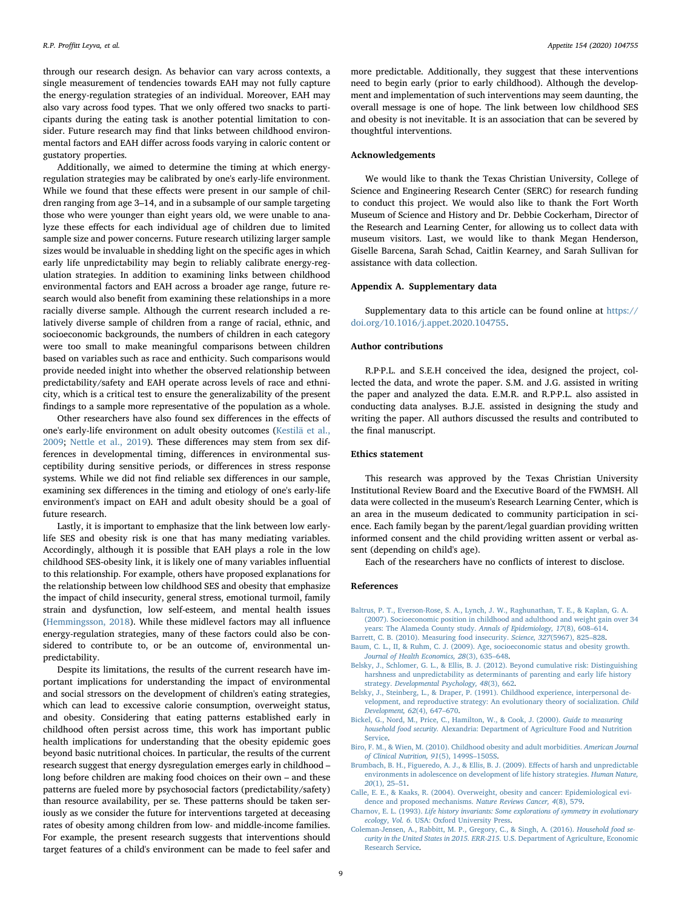through our research design. As behavior can vary across contexts, a single measurement of tendencies towards EAH may not fully capture the energy-regulation strategies of an individual. Moreover, EAH may also vary across food types. That we only offered two snacks to participants during the eating task is another potential limitation to consider. Future research may find that links between childhood environmental factors and EAH differ across foods varying in caloric content or gustatory properties.

Additionally, we aimed to determine the timing at which energy-regulation strategies may be calibrated by one's early-life environment. While we found that these effects were present in our sample of children ranging from age 3–14, and in a subsample of our sample targeting those who were younger than eight years old, we were unable to analyze these effects for each individual age of children due to limited sample size and power concerns. Future research utilizing larger sample sizes would be invaluable in shedding light on the specific ages in which early life unpredictability may begin to reliably calibrate energy-regulation strategies. In addition to examining links between childhood environmental factors and EAH across a broader age range, future research would also benefit from examining these relationships in a more racially diverse sample. Although the current research included a relatively diverse sample of children from a range of racial, ethnic, and socioeconomic backgrounds, the numbers of children in each category were too small to make meaningful comparisons between children based on variables such as race and enthicity. Such comparisons would provide needed insight into whether the observed relationship between predictability/safety and EAH operate across levels of race and ethnicity, which is a critical test to ensure the generalizability of the present findings to a sample more representative of the population as a whole.

Other researchers have also found sex differences in the effects of one's early-life environment on adult obesity outcomes (Kestilä et al., 2009; Nettle et al., 2019). These differences may stem from sex differences in developmental timing, differences in environmental susceptibility during sensitive periods, or differences in stress response systems. While we did not find reliable sex differences in our sample, examining sex differences in the timing and etiology of one's early-life environment's impact on EAH and adult obesity should be a goal of future research.

Lastly, it is important to emphasize that the link between low early-life SES and obesity risk is one that has many mediating variables. Accordingly, although it is possible that EAH plays a role in the low childhood SES-obesity link, it is likely one of many variables influential to this relationship. For example, others have proposed explanations for the relationship between low childhood SES and obesity that emphasize the impact of child insecurity, general stress, emotional turmoil, family strain and dysfunction, low self-esteem, and mental health issues (Hemmingsson, 2018). While these midlevel factors may all influence energy-regulation strategies, many of these factors could also be considered to contribute to, or be an outcome of, environmental unpredictability.

Despite its limitations, the results of the current research have important implications for understanding the impact of environmental and social stressors on the development of children's eating strategies, which can lead to excessive calorie consumption, overweight status, and obesity. Considering that eating patterns established early in childhood often persist across time, this work has important public health implications for understanding that the obesity epidemic goes beyond basic nutritional choices. In particular, the results of the current research suggest that energy dysregulation emerges early in childhood – long before children are making food choices on their own – and these patterns are fueled more by psychosocial factors (predictability/safety) than resource availability, per se. These patterns should be taken seriously as we consider the future for interventions targeted at deceasing rates of obesity among children from low- and middle-income families. For example, the present research suggests that interventions should target features of a child's environment can be made to feel safer and more predictable. Additionally, they suggest that these interventions need to begin early (prior to early childhood). Although the development and implementation of such interventions may seem daunting, the overall message is one of hope. The link between low childhood SES and obesity is not inevitable. It is an association that can be severed by thoughtful interventions.

## Acknowledgements

We would like to thank the Texas Christian University, College of Science and Engineering Research Center (SERC) for research funding to conduct this project. We would also like to thank the Fort Worth Museum of Science and History and Dr. Debbie Cockerham, Director of the Research and Learning Center, for allowing us to collect data with museum visitors. Last, we would like to thank Megan Henderson, Giselle Barcena, Sarah Schad, Caitlin Kearney, and Sarah Sullivan for assistance with data collection.

## Appendix A. Supplementary data

Supplementary data to this article can be found online at https://doi.org/10.1016/j.appet.2020.104755.

## Author contributions

R.P·P.L. and S.E.H conceived the idea, designed the project, collected the data, and wrote the paper. S.M. and J.G. assisted in writing the paper and analyzed the data. E.M.R. and R.P·P.L. also assisted in conducting data analyses. B.J.E. assisted in designing the study and writing the paper. All authors discussed the results and contributed to the final manuscript.

## Ethics statement

This research was approved by the Texas Christian University Institutional Review Board and the Executive Board of the FWMSH. All data were collected in the museum's Research Learning Center, which is an area in the museum dedicated to community participation in science. Each family began by the parent/legal guardian providing written informed consent and the child providing written assent or verbal assent (depending on child's age).

Each of the researchers have no conflicts of interest to disclose.

## References

Baltrus, P. T., Everson-Rose, S. A., Lynch, J. W., Raghunathan, T. E., & Kaplan, G. A. (2007). Socioeconomic position in childhood and adulthood and weight gain over 34 years: The Alameda County study. *Annals of Epidemiology, 17*(8), 608–614.

Barrett, C. B. (2010). Measuring food insecurity. *Science, 327*(5967), 825–828.

Baum, C. L., II, & Ruhm, C. J. (2009). Age, socioeconomic status and obesity growth. *Journal of Health Economics, 28*(3), 635–648.

Belsky, J., Schlomer, G. L., & Ellis, B. J. (2012). Beyond cumulative risk: Distinguishing harshness and unpredictability as determinants of parenting and early life history strategy. *Developmental Psychology, 48*(3), 662.

Belsky, J., Steinberg, L., & Draper, P. (1991). Childhood experience, interpersonal development, and reproductive strategy: An evolutionary theory of socialization. *Child Development, 62*(4), 647–670.

Bickel, G., Nord, M., Price, C., Hamilton, W., & Cook, J. (2000). *Guide to measuring household food security.* Alexandria: Department of Agriculture Food and Nutrition Service.

Biro, F. M., & Wien, M. (2010). Childhood obesity and adult morbidities. *American Journal of Clinical Nutrition, 91*(5), 1499S–1505S.

Brumbach, B. H., Figueredo, A. J., & Ellis, B. J. (2009). Effects of harsh and unpredictable environments in adolescence on development of life history strategies. *Human Nature, 20*(1), 25–51.

Calle, E. E., & Kaaks, R. (2004). Overweight, obesity and cancer: Epidemiological evidence and proposed mechanisms. *Nature Reviews Cancer, 4*(8), 579.

Charnov, E. L. (1993). *Life history invariants: Some explorations of symmetry in evolutionary ecology, Vol. 6.* USA: Oxford University Press.

Coleman-Jensen, A., Rabbitt, M. P., Gregory, C., & Singh, A. (2016). *Household food security in the United States in 2015. ERR-215.* U.S. Department of Agriculture, Economic Research Service.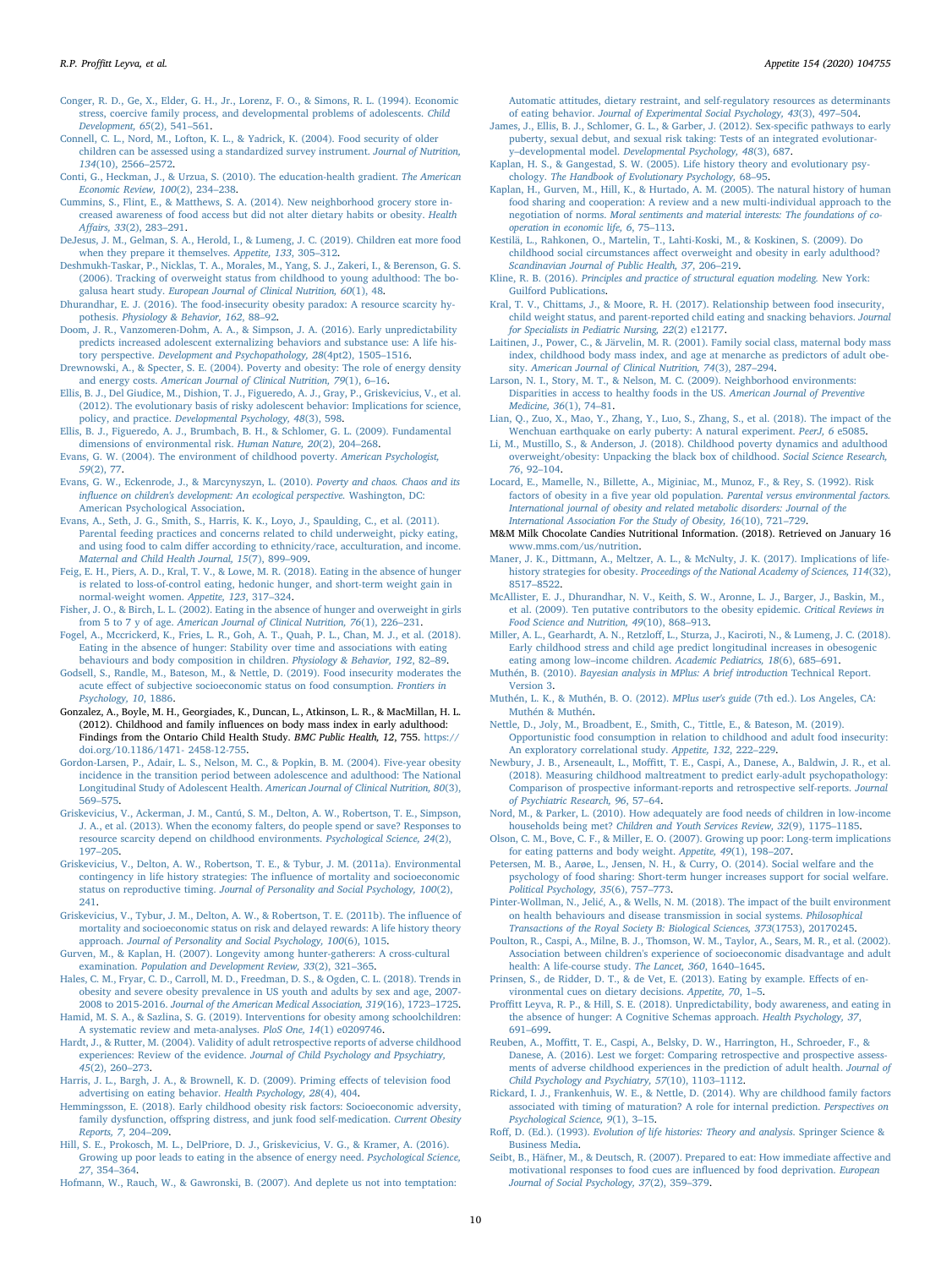Conger, R. D., Ge, X., Elder, G. H., Jr., Lorenz, F. O., & Simons, R. L. (1994). Economic stress, coercive family process, and developmental problems of adolescents. *Child Development, 65*(2), 541–561.

Connell, C. L., Nord, M., Lofton, K. L., & Yadrick, K. (2004). Food security of older children can be assessed using a standardized survey instrument. *Journal of Nutrition, 134*(10), 2566–2572.

Conti, G., Heckman, J., & Urzua, S. (2010). The education-health gradient. *The American Economic Review, 100*(2), 234–238.

Cummins, S., Flint, E., & Matthews, S. A. (2014). New neighborhood grocery store increased awareness of food access but did not alter dietary habits or obesity. *Health Affairs, 33*(2), 283–291.

DeJesus, J. M., Gelman, S. A., Herold, I., & Lumeng, J. C. (2019). Children eat more food when they prepare it themselves. *Appetite, 133*, 305–312.

Deshmukh-Taskar, P., Nicklas, T. A., Morales, M., Yang, S. J., Zakeri, I., & Berenson, G. S. (2006). Tracking of overweight status from childhood to young adulthood: The bogalusa heart study. *European Journal of Clinical Nutrition, 60*(1), 48.

Dhurandhar, E. J. (2016). The food-insecurity obesity paradox: A resource scarcity hypothesis. *Physiology & Behavior, 162*, 88–92.

Doom, J. R., Vanzomeren-Dohm, A. A., & Simpson, J. A. (2016). Early unpredictability predicts increased adolescent externalizing behaviors and substance use: A life history perspective. *Development and Psychopathology, 28*(4pt2), 1505–1516.

Drewnowski, A., & Specter, S. E. (2004). Poverty and obesity: The role of energy density and energy costs. *American Journal of Clinical Nutrition, 79*(1), 6–16.

Ellis, B. J., Del Giudice, M., Dishion, T. J., Figueredo, A. J., Gray, P., Griskevicius, V., et al. (2012). The evolutionary basis of risky adolescent behavior: Implications for science, policy, and practice. *Developmental Psychology, 48*(3), 598.

Ellis, B. J., Figueredo, A. J., Brumbach, B. H., & Schlomer, G. L. (2009). Fundamental dimensions of environmental risk. *Human Nature, 20*(2), 204–268.

Evans, G. W. (2004). The environment of childhood poverty. *American Psychologist, 59*(2), 77.

Evans, G. W., Eckenrode, J., & Marcynyszyn, L. (2010). *Poverty and chaos. Chaos and its influence on children's development: An ecological perspective.* Washington, DC: American Psychological Association.

Evans, A., Seth, J. G., Smith, S., Harris, K. K., Loyo, J., Spaulding, C., et al. (2011). Parental feeding practices and concerns related to child underweight, picky eating, and using food to calm differ according to ethnicity/race, acculturation, and income. *Maternal and Child Health Journal, 15*(7), 899–909.

Feig, E. H., Piers, A. D., Kral, T. V., & Lowe, M. R. (2018). Eating in the absence of hunger is related to loss-of-control eating, hedonic hunger, and short-term weight gain in normal-weight women. *Appetite, 123*, 317–324.

Fisher, J. O., & Birch, L. L. (2002). Eating in the absence of hunger and overweight in girls from 5 to 7 y of age. *American Journal of Clinical Nutrition, 76*(1), 226–231.

Fogel, A., Mccrickerd, K., Fries, L. R., Goh, A. T., Quah, P. L., Chan, M. J., et al. (2018). Eating in the absence of hunger: Stability over time and associations with eating behaviours and body composition in children. *Physiology & Behavior, 192*, 82–89.

Godsell, S., Randle, M., Bateson, M., & Nettle, D. (2019). Food insecurity moderates the acute effect of subjective socioeconomic status on food consumption. *Frontiers in Psychology, 10*, 1886.

Gonzalez, A., Boyle, M. H., Georgiades, K., Duncan, L., Atkinson, L. R., & MacMillan, H. L. (2012). Childhood and family influences on body mass index in early adulthood: Findings from the Ontario Child Health Study. *BMC Public Health, 12*, 755. https://doi.org/10.1186/1471- 2458-12-755.

Gordon-Larsen, P., Adair, L. S., Nelson, M. C., & Popkin, B. M. (2004). Five-year obesity incidence in the transition period between adolescence and adulthood: The National Longitudinal Study of Adolescent Health. *American Journal of Clinical Nutrition, 80*(3), 569–575.

Griskevicius, V., Ackerman, J. M., Cantú, S. M., Delton, A. W., Robertson, T. E., Simpson, J. A., et al. (2013). When the economy falters, do people spend or save? Responses to resource scarcity depend on childhood environments. *Psychological Science, 24*(2), 197–205.

Griskevicius, V., Delton, A. W., Robertson, T. E., & Tybur, J. M. (2011a). Environmental contingency in life history strategies: The influence of mortality and socioeconomic status on reproductive timing. *Journal of Personality and Social Psychology, 100*(2), 241.

Griskevicius, V., Tybur, J. M., Delton, A. W., & Robertson, T. E. (2011b). The influence of mortality and socioeconomic status on risk and delayed rewards: A life history theory approach. *Journal of Personality and Social Psychology, 100*(6), 1015.

Gurven, M., & Kaplan, H. (2007). Longevity among hunter-gatherers: A cross-cultural examination. *Population and Development Review, 33*(2), 321–365.

Hales, C. M., Fryar, C. D., Carroll, M. D., Freedman, D. S., & Ogden, C. L. (2018). Trends in obesity and severe obesity prevalence in US youth and adults by sex and age, 2007-2008 to 2015-2016. *Journal of the American Medical Association, 319*(16), 1723–1725.

Hamid, M. S. A., & Sazlina, S. G. (2019). Interventions for obesity among schoolchildren: A systematic review and meta-analyses. *PloS One, 14*(1) e0209746.

Hardt, J., & Rutter, M. (2004). Validity of adult retrospective reports of adverse childhood experiences: Review of the evidence. *Journal of Child Psychology and Ppsychiatry, 45*(2), 260–273.

Harris, J. L., Bargh, J. A., & Brownell, K. D. (2009). Priming effects of television food advertising on eating behavior. *Health Psychology, 28*(4), 404.

Hemmingsson, E. (2018). Early childhood obesity risk factors: Socioeconomic adversity, family dysfunction, offspring distress, and junk food self-medication. *Current Obesity Reports, 7*, 204–209.

Hill, S. E., Prokosch, M. L., DelPriore, D. J., Griskevicius, V. G., & Kramer, A. (2016). Growing up poor leads to eating in the absence of energy need. *Psychological Science, 27*, 354–364.

Hofmann, W., Rauch, W., & Gawronski, B. (2007). And deplete us not into temptation: Automatic attitudes, dietary restraint, and self-regulatory resources as determinants of eating behavior. *Journal of Experimental Social Psychology, 43*(3), 497–504.

James, J., Ellis, B. J., Schlomer, G. L., & Garber, J. (2012). Sex-specific pathways to early puberty, sexual debut, and sexual risk taking: Tests of an integrated evolutionary–developmental model. *Developmental Psychology, 48*(3), 687.

Kaplan, H. S., & Gangestad, S. W. (2005). Life history theory and evolutionary psychology. *The Handbook of Evolutionary Psychology*, 68–95.

Kaplan, H., Gurven, M., Hill, K., & Hurtado, A. M. (2005). The natural history of human food sharing and cooperation: A review and a new multi-individual approach to the negotiation of norms. *Moral sentiments and material interests: The foundations of co-operation in economic life, 6*, 75–113.

Kestilä, L., Rahkonen, O., Martelin, T., Lahti-Koski, M., & Koskinen, S. (2009). Do childhood social circumstances affect overweight and obesity in early adulthood? *Scandinavian Journal of Public Health, 37*, 206–219.

Kline, R. B. (2016). *Principles and practice of structural equation modeling.* New York: Guilford Publications.

Kral, T. V., Chittams, J., & Moore, R. H. (2017). Relationship between food insecurity, child weight status, and parent-reported child eating and snacking behaviors. *Journal for Specialists in Pediatric Nursing, 22*(2) e12177.

Laitinen, J., Power, C., & Järvelin, M. R. (2001). Family social class, maternal body mass index, childhood body mass index, and age at menarche as predictors of adult obesity. *American Journal of Clinical Nutrition, 74*(3), 287–294.

Larson, N. I., Story, M. T., & Nelson, M. C. (2009). Neighborhood environments: Disparities in access to healthy foods in the US. *American Journal of Preventive Medicine, 36*(1), 74–81.

Lian, Q., Zuo, X., Mao, Y., Zhang, Y., Luo, S., Zhang, S., et al. (2018). The impact of the Wenchuan earthquake on early puberty: A natural experiment. *PeerJ, 6* e5085.

Li, M., Mustillo, S., & Anderson, J. (2018). Childhood poverty dynamics and adulthood overweight/obesity: Unpacking the black box of childhood. *Social Science Research, 76*, 92–104.

Locard, E., Mamelle, N., Billette, A., Miginiac, M., Munoz, F., & Rey, S. (1992). Risk factors of obesity in a five year old population. *Parental versus environmental factors. International journal of obesity and related metabolic disorders: Journal of the International Association For the Study of Obesity, 16*(10), 721–729.

M&M Milk Chocolate Candies Nutritional Information. (2018). Retrieved on January 16 www.mms.com/us/nutrition.

Maner, J. K., Dittmann, A., Meltzer, A. L., & McNulty, J. K. (2017). Implications of life-history strategies for obesity. *Proceedings of the National Academy of Sciences, 114*(32), 8517–8522.

McAllister, E. J., Dhurandhar, N. V., Keith, S. W., Aronne, L. J., Barger, J., Baskin, M., et al. (2009). Ten putative contributors to the obesity epidemic. *Critical Reviews in Food Science and Nutrition, 49*(10), 868–913.

Miller, A. L., Gearhardt, A. N., Retzloff, L., Sturza, J., Kaciroti, N., & Lumeng, J. C. (2018). Early childhood stress and child age predict longitudinal increases in obesogenic eating among low–income children. *Academic Pediatrics, 18*(6), 685–691.

Muthén, B. (2010). *Bayesian analysis in MPlus: A brief introduction* Technical Report. Version 3.

Muthén, L. K., & Muthén, B. O. (2012). *MPlus user's guide* (7th ed.). Los Angeles, CA: Muthén & Muthén.

Nettle, D., Joly, M., Broadbent, E., Smith, C., Tittle, E., & Bateson, M. (2019). Opportunistic food consumption in relation to childhood and adult food insecurity: An exploratory correlational study. *Appetite, 132*, 222–229.

Newbury, J. B., Arseneault, L., Moffitt, T. E., Caspi, A., Danese, A., Baldwin, J. R., et al. (2018). Measuring childhood maltreatment to predict early-adult psychopathology: Comparison of prospective informant-reports and retrospective self-reports. *Journal of Psychiatric Research, 96*, 57–64.

Nord, M., & Parker, L. (2010). How adequately are food needs of children in low-income households being met? *Children and Youth Services Review, 32*(9), 1175–1185.

Olson, C. M., Bove, C. F., & Miller, E. O. (2007). Growing up poor: Long-term implications for eating patterns and body weight. *Appetite, 49*(1), 198–207.

Petersen, M. B., Aarøe, L., Jensen, N. H., & Curry, O. (2014). Social welfare and the psychology of food sharing: Short-term hunger increases support for social welfare. *Political Psychology, 35*(6), 757–773.

Pinter-Wollman, N., Jelić, A., & Wells, N. M. (2018). The impact of the built environment on health behaviours and disease transmission in social systems. *Philosophical Transactions of the Royal Society B: Biological Sciences, 373*(1753), 20170245.

Poulton, R., Caspi, A., Milne, B. J., Thomson, W. M., Taylor, A., Sears, M. R., et al. (2002). Association between children's experience of socioeconomic disadvantage and adult health: A life-course study. *The Lancet, 360*, 1640–1645.

Prinsen, S., de Ridder, D. T., & de Vet, E. (2013). Eating by example. Effects of environmental cues on dietary decisions. *Appetite, 70*, 1–5.

Proffitt Leyva, R. P., & Hill, S. E. (2018). Unpredictability, body awareness, and eating in the absence of hunger: A Cognitive Schemas approach. *Health Psychology, 37*, 691–699.

Reuben, A., Moffitt, T. E., Caspi, A., Belsky, D. W., Harrington, H., Schroeder, F., & Danese, A. (2016). Lest we forget: Comparing retrospective and prospective assessments of adverse childhood experiences in the prediction of adult health. *Journal of Child Psychology and Psychiatry, 57*(10), 1103–1112.

Rickard, I. J., Frankenhuis, W. E., & Nettle, D. (2014). Why are childhood family factors associated with timing of maturation? A role for internal prediction. *Perspectives on Psychological Science, 9*(1), 3–15.

Roff, D. (Ed.). (1993). *Evolution of life histories: Theory and analysis.* Springer Science & Business Media.

Seibt, B., Häfner, M., & Deutsch, R. (2007). Prepared to eat: How immediate affective and motivational responses to food cues are influenced by food deprivation. *European Journal of Social Psychology, 37*(2), 359–379.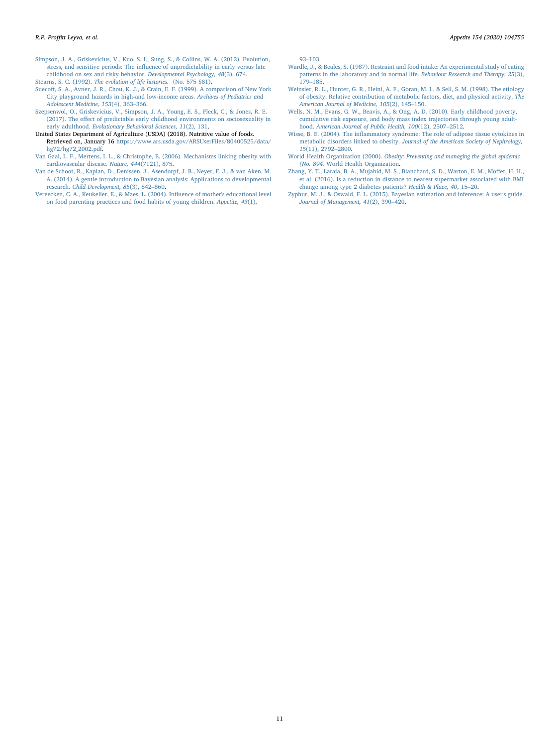Simpson, J. A., Griskevicius, V., Kuo, S. I., Sung, S., & Collins, W. A. (2012). Evolution, stress, and sensitive periods: The influence of unpredictability in early versus late childhood on sex and risky behavior. *Developmental Psychology, 48*(3), 674.

Stearns, S. C. (1992). *The evolution of life histories.* (No. 575 S81).

Suecoff, S. A., Avner, J. R., Chou, K. J., & Crain, E. F. (1999). A comparison of New York City playground hazards in high-and low-income areas. *Archives of Pediatrics and Adolescent Medicine, 153*(4), 363–366.

Szepsenwol, O., Griskevicius, V., Simpson, J. A., Young, E. S., Fleck, C., & Jones, R. E. (2017). The effect of predictable early childhood environments on sociosexuality in early adulthood. *Evolutionary Behavioral Sciences, 11*(2), 131.

United States Department of Agriculture (USDA) (2018). Nutritive value of foods. Retrieved on, January 16 https://www.ars.usda.gov/ARSUserFiles/80400525/data/hg72/hg72_2002.pdf.

Van Gaal, L. F., Mertens, I. L., & Christophe, E. (2006). Mechanisms linking obesity with cardiovascular disease. *Nature, 444*(7121), 875.

Van de Schoot, R., Kaplan, D., Denissen, J., Asendorpf, J. B., Neyer, F. J., & van Aken, M. A. (2014). A gentle introduction to Bayesian analysis: Applications to developmental research. *Child Development, 85*(3), 842–860.

Vereecken, C. A., Keukelier, E., & Maes, L. (2004). Influence of mother's educational level on food parenting practices and food habits of young children. *Appetite, 43*(1), 93–103.

Wardle, J., & Beales, S. (1987). Restraint and food intake: An experimental study of eating patterns in the laboratory and in normal life. *Behaviour Research and Therapy, 25*(3), 179–185.

Weinsier, R. L., Hunter, G. R., Heini, A. F., Goran, M. I., & Sell, S. M. (1998). The etiology of obesity: Relative contribution of metabolic factors, diet, and physical activity. *The American Journal of Medicine, 105*(2), 145–150.

Wells, N. M., Evans, G. W., Beavis, A., & Ong, A. D. (2010). Early childhood poverty, cumulative risk exposure, and body mass index trajectories through young adulthood. *American Journal of Public Health, 100*(12), 2507–2512.

Wisse, B. E. (2004). The inflammatory syndrome: The role of adipose tissue cytokines in metabolic disorders linked to obesity. *Journal of the American Society of Nephrology, 15*(11), 2792–2800.

World Health Organization (2000). *Obesity: Preventing and managing the global epidemic (No. 894.* World Health Organization.

Zhang, Y. T., Laraia, B. A., Mujahid, M. S., Blanchard, S. D., Warton, E. M., Moffet, H. H., et al. (2016). Is a reduction in distance to nearest supermarket associated with BMI change among type 2 diabetes patients? *Health & Place, 40*, 15–20.

Zyphur, M. J., & Oswald, F. L. (2015). Bayesian estimation and inference: A user's guide. *Journal of Management, 41*(2), 390–420.